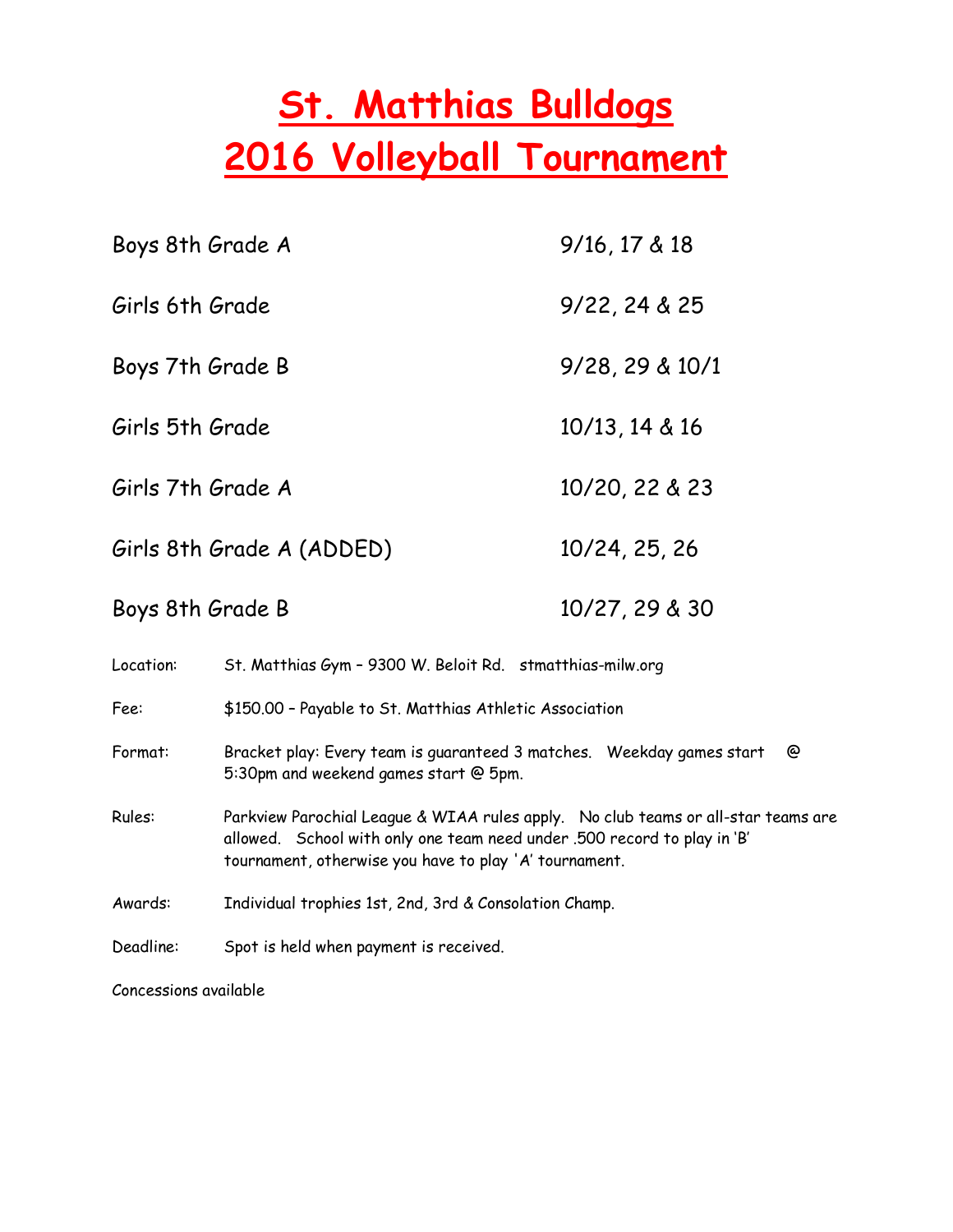# St. Matthias Bulldogs
# 2016 Volleyball Tournament

| | |
|---|---|
| Boys 8th Grade A | 9/16, 17 & 18 |
| Girls 6th Grade | 9/22, 24 & 25 |
| Boys 7th Grade B | 9/28, 29 & 10/1 |
| Girls 5th Grade | 10/13, 14 & 16 |
| Girls 7th Grade A | 10/20, 22 & 23 |
| Girls 8th Grade A (ADDED) | 10/24, 25, 26 |
| Boys 8th Grade B | 10/27, 29 & 30 |

Location: St. Matthias Gym – 9300 W. Beloit Rd. stmatthias-milw.org

Fee: $150.00 – Payable to St. Matthias Athletic Association

Format: Bracket play: Every team is guaranteed 3 matches. Weekday games start @ 5:30pm and weekend games start @ 5pm.

Rules: Parkview Parochial League & WIAA rules apply. No club teams or all-star teams are allowed. School with only one team need under .500 record to play in 'B' tournament, otherwise you have to play 'A' tournament.

Awards: Individual trophies 1st, 2nd, 3rd & Consolation Champ.

Deadline: Spot is held when payment is received.

Concessions available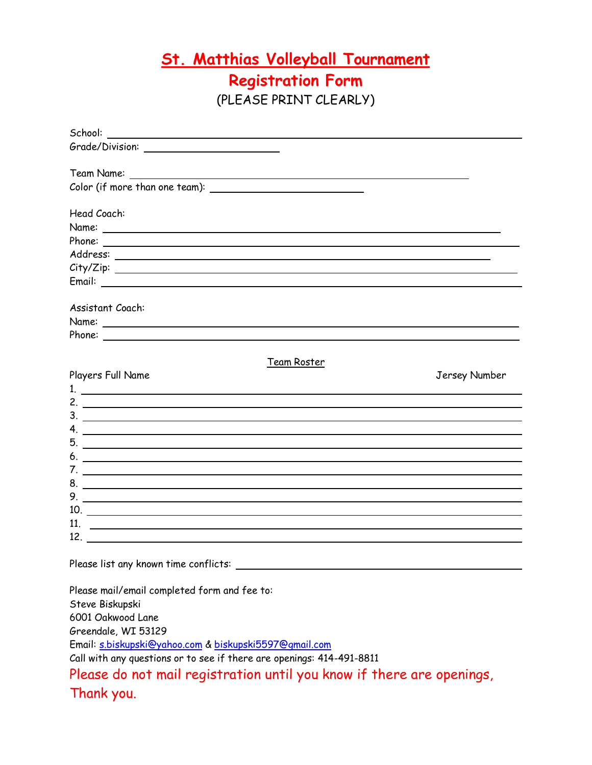# St. Matthias Volleyball Tournament

## Registration Form

(PLEASE PRINT CLEARLY)

School: ______________________________________________

Grade/Division: ________________

Team Name: ________________________________________

Color (if more than one team): __________________

Head Coach:

Name: ______________________________________________

Phone: ______________________________________________

Address: ____________________________________________

City/Zip: ___________________________________________

Email: ______________________________________________

Assistant Coach:

Name: ______________________________________________

Phone: ______________________________________________

Team Roster

| Players Full Name | Jersey Number |
|---|---|
| 1. | |
| 2. | |
| 3. | |
| 4. | |
| 5. | |
| 6. | |
| 7. | |
| 8. | |
| 9. | |
| 10. | |
| 11. | |
| 12. | |

Please list any known time conflicts: ______________________________

Please mail/email completed form and fee to:
Steve Biskupski
6001 Oakwood Lane
Greendale, WI 53129
Email: s.biskupski@yahoo.com & biskupski5597@gmail.com
Call with any questions or to see if there are openings: 414-491-8811

Please do not mail registration until you know if there are openings, Thank you.